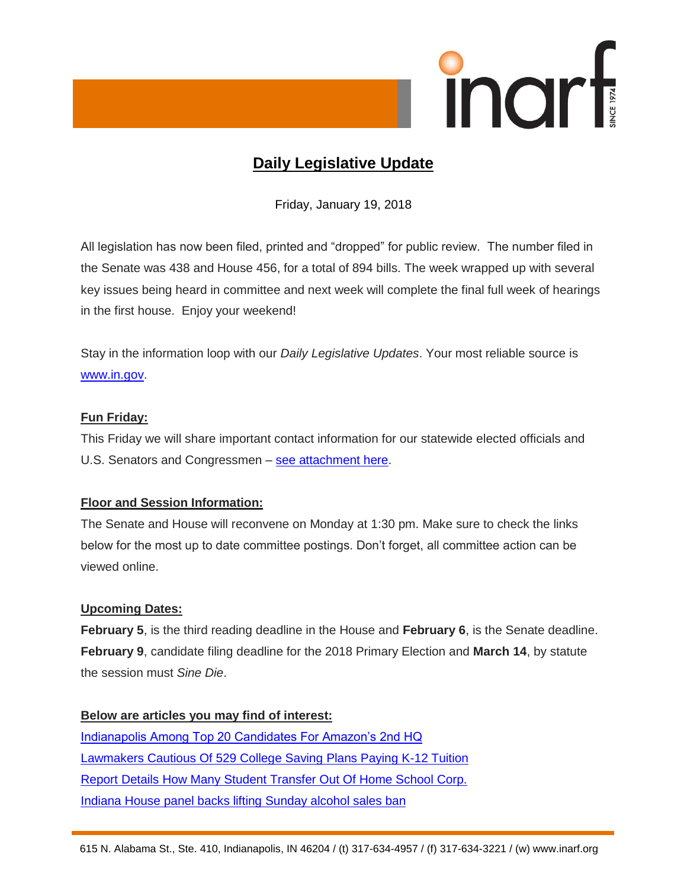# Daily Legislative Update

Friday, January 19, 2018

All legislation has now been filed, printed and "dropped" for public review. The number filed in the Senate was 438 and House 456, for a total of 894 bills. The week wrapped up with several key issues being heard in committee and next week will complete the final full week of hearings in the first house. Enjoy your weekend!

Stay in the information loop with our *Daily Legislative Updates*. Your most reliable source is www.in.gov.

## Fun Friday:

This Friday we will share important contact information for our statewide elected officials and U.S. Senators and Congressmen – see attachment here.

## Floor and Session Information:

The Senate and House will reconvene on Monday at 1:30 pm. Make sure to check the links below for the most up to date committee postings. Don't forget, all committee action can be viewed online.

## Upcoming Dates:

**February 5**, is the third reading deadline in the House and **February 6**, is the Senate deadline. **February 9**, candidate filing deadline for the 2018 Primary Election and **March 14**, by statute the session must *Sine Die*.

## Below are articles you may find of interest:

Indianapolis Among Top 20 Candidates For Amazon's 2nd HQ
Lawmakers Cautious Of 529 College Saving Plans Paying K-12 Tuition
Report Details How Many Student Transfer Out Of Home School Corp.
Indiana House panel backs lifting Sunday alcohol sales ban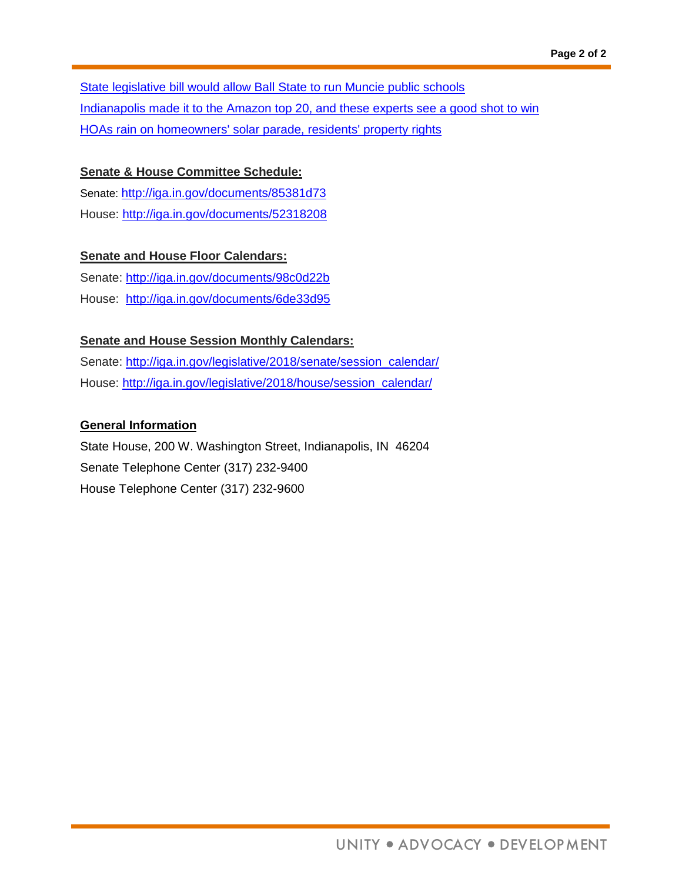State legislative bill would allow Ball State to run Muncie public schools

Indianapolis made it to the Amazon top 20, and these experts see a good shot to win

HOAs rain on homeowners' solar parade, residents' property rights

**Senate & House Committee Schedule:**

Senate: http://iga.in.gov/documents/85381d73

House: http://iga.in.gov/documents/52318208

**Senate and House Floor Calendars:**

Senate: http://iga.in.gov/documents/98c0d22b

House: http://iga.in.gov/documents/6de33d95

**Senate and House Session Monthly Calendars:**

Senate: http://iga.in.gov/legislative/2018/senate/session_calendar/

House: http://iga.in.gov/legislative/2018/house/session_calendar/

**General Information**

State House, 200 W. Washington Street, Indianapolis, IN 46204

Senate Telephone Center (317) 232-9400

House Telephone Center (317) 232-9600

UNITY • ADVOCACY • DEVELOPMENT